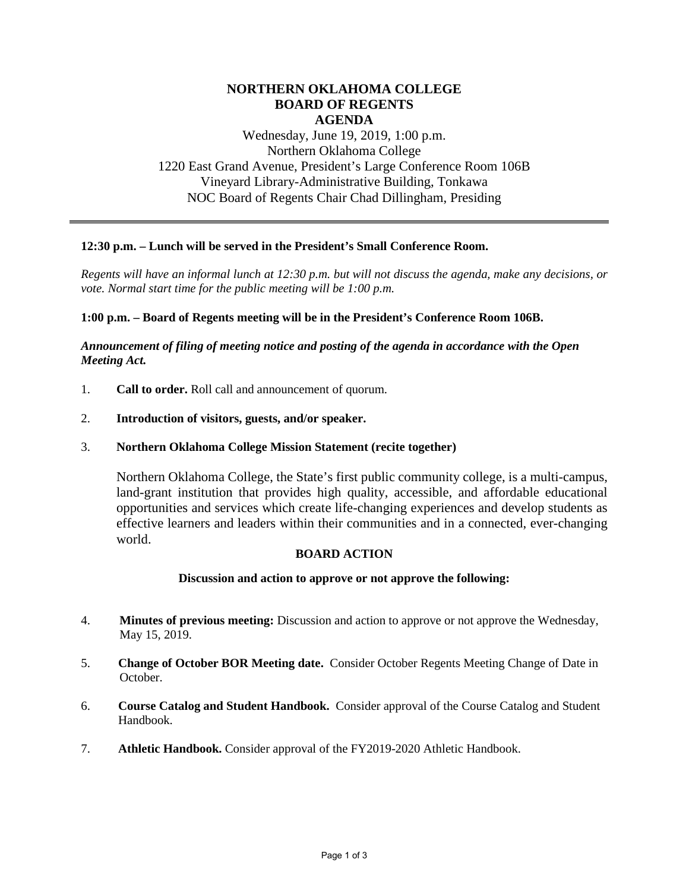# NORTHERN OKLAHOMA COLLEGE
## BOARD OF REGENTS
## AGENDA

Wednesday, June 19, 2019, 1:00 p.m.
Northern Oklahoma College
1220 East Grand Avenue, President's Large Conference Room 106B
Vineyard Library-Administrative Building, Tonkawa
NOC Board of Regents Chair Chad Dillingham, Presiding

---

**12:30 p.m. – Lunch will be served in the President's Small Conference Room.**

*Regents will have an informal lunch at 12:30 p.m. but will not discuss the agenda, make any decisions, or vote. Normal start time for the public meeting will be 1:00 p.m.*

**1:00 p.m. – Board of Regents meeting will be in the President's Conference Room 106B.**

***Announcement of filing of meeting notice and posting of the agenda in accordance with the Open Meeting Act.***

1. **Call to order.** Roll call and announcement of quorum.

2. **Introduction of visitors, guests, and/or speaker.**

3. **Northern Oklahoma College Mission Statement (recite together)**

   Northern Oklahoma College, the State's first public community college, is a multi-campus, land-grant institution that provides high quality, accessible, and affordable educational opportunities and services which create life-changing experiences and develop students as effective learners and leaders within their communities and in a connected, ever-changing world.

**BOARD ACTION**

**Discussion and action to approve or not approve the following:**

4. **Minutes of previous meeting:** Discussion and action to approve or not approve the Wednesday, May 15, 2019.

5. **Change of October BOR Meeting date.** Consider October Regents Meeting Change of Date in October.

6. **Course Catalog and Student Handbook.** Consider approval of the Course Catalog and Student Handbook.

7. **Athletic Handbook.** Consider approval of the FY2019-2020 Athletic Handbook.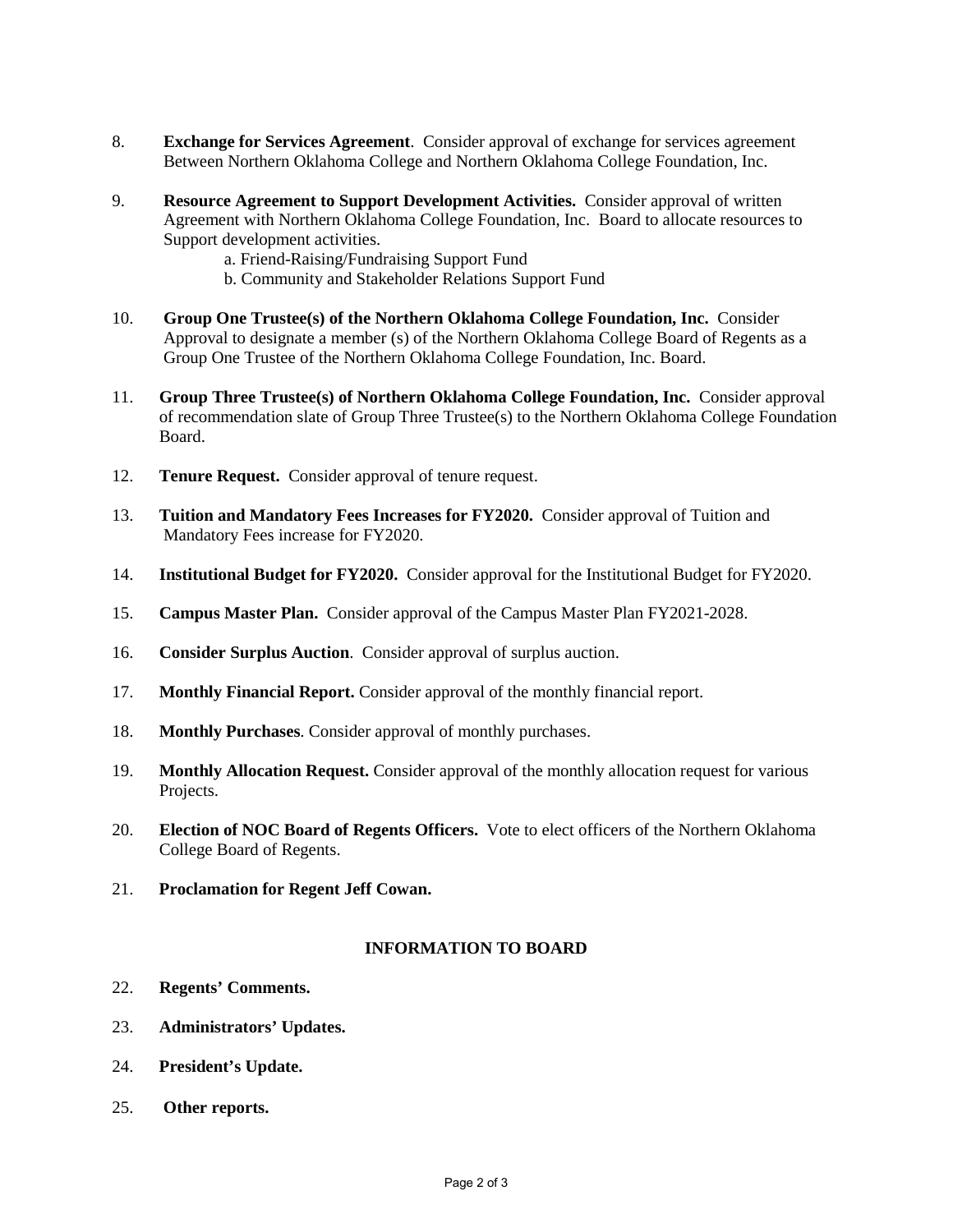8. **Exchange for Services Agreement**. Consider approval of exchange for services agreement Between Northern Oklahoma College and Northern Oklahoma College Foundation, Inc.

9. **Resource Agreement to Support Development Activities.** Consider approval of written Agreement with Northern Oklahoma College Foundation, Inc. Board to allocate resources to Support development activities.
   a. Friend-Raising/Fundraising Support Fund
   b. Community and Stakeholder Relations Support Fund

10. **Group One Trustee(s) of the Northern Oklahoma College Foundation, Inc.** Consider Approval to designate a member (s) of the Northern Oklahoma College Board of Regents as a Group One Trustee of the Northern Oklahoma College Foundation, Inc. Board.

11. **Group Three Trustee(s) of Northern Oklahoma College Foundation, Inc.** Consider approval of recommendation slate of Group Three Trustee(s) to the Northern Oklahoma College Foundation Board.

12. **Tenure Request.** Consider approval of tenure request.

13. **Tuition and Mandatory Fees Increases for FY2020.** Consider approval of Tuition and Mandatory Fees increase for FY2020.

14. **Institutional Budget for FY2020.** Consider approval for the Institutional Budget for FY2020.

15. **Campus Master Plan.** Consider approval of the Campus Master Plan FY2021-2028.

16. **Consider Surplus Auction**. Consider approval of surplus auction.

17. **Monthly Financial Report.** Consider approval of the monthly financial report.

18. **Monthly Purchases**. Consider approval of monthly purchases.

19. **Monthly Allocation Request.** Consider approval of the monthly allocation request for various Projects.

20. **Election of NOC Board of Regents Officers.** Vote to elect officers of the Northern Oklahoma College Board of Regents.

21. **Proclamation for Regent Jeff Cowan.**

## INFORMATION TO BOARD

22. **Regents' Comments.**

23. **Administrators' Updates.**

24. **President's Update.**

25. **Other reports.**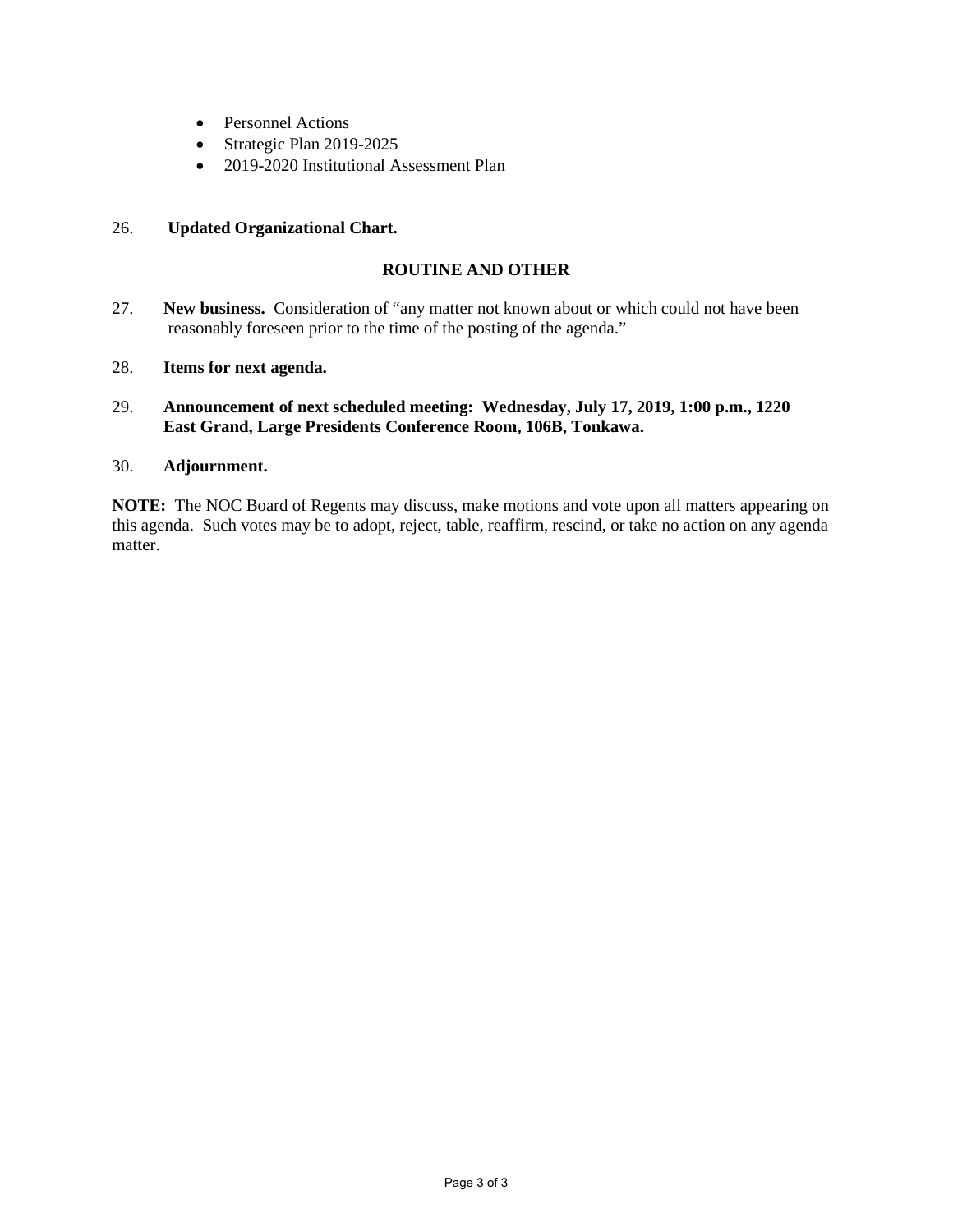- Personnel Actions
- Strategic Plan 2019-2025
- 2019-2020 Institutional Assessment Plan

26. **Updated Organizational Chart.**

## ROUTINE AND OTHER

27. **New business.** Consideration of "any matter not known about or which could not have been reasonably foreseen prior to the time of the posting of the agenda."

28. **Items for next agenda.**

29. **Announcement of next scheduled meeting: Wednesday, July 17, 2019, 1:00 p.m., 1220 East Grand, Large Presidents Conference Room, 106B, Tonkawa.**

30. **Adjournment.**

**NOTE:** The NOC Board of Regents may discuss, make motions and vote upon all matters appearing on this agenda. Such votes may be to adopt, reject, table, reaffirm, rescind, or take no action on any agenda matter.